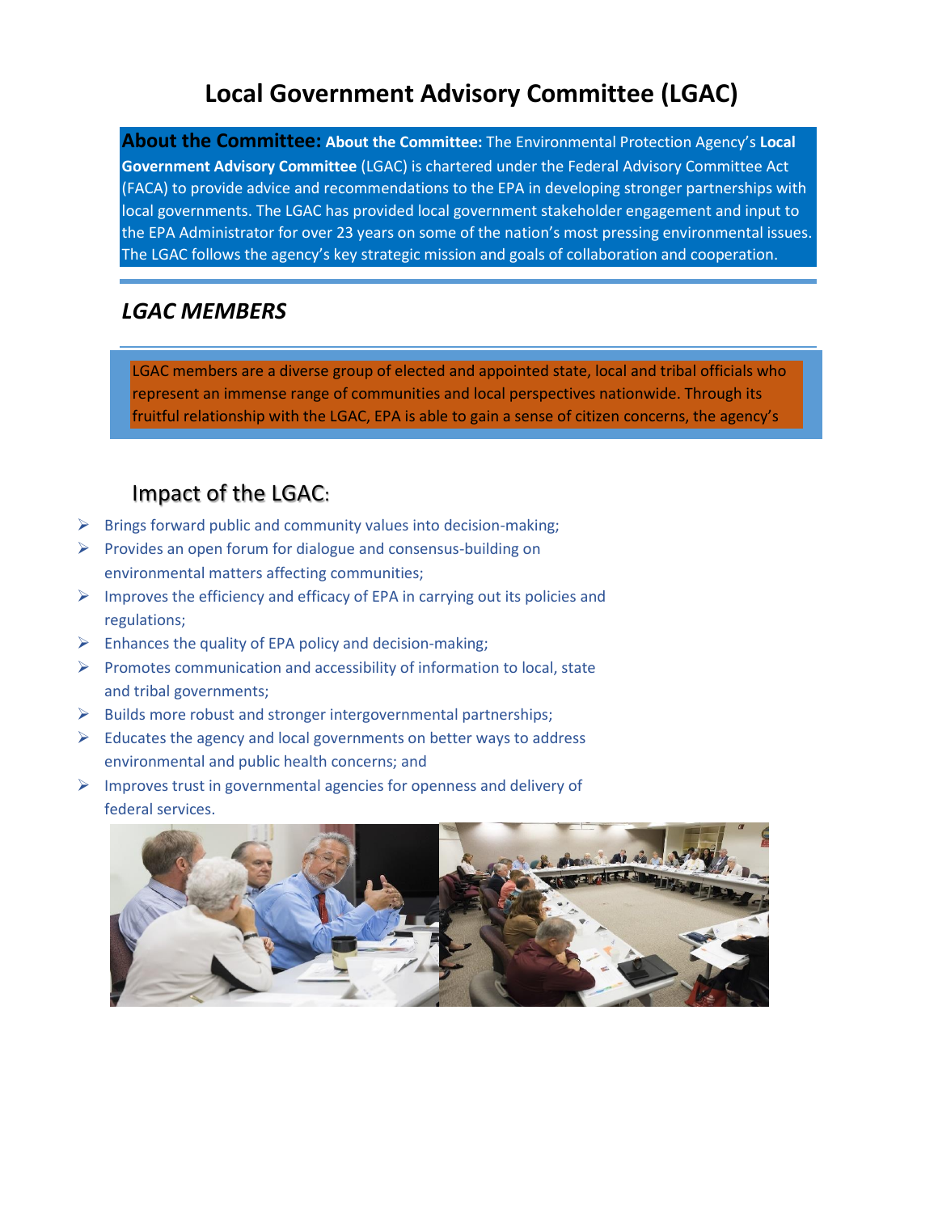# Local Government Advisory Committee (LGAC)

**About the Committee:** **About the Committee:** The Environmental Protection Agency's **Local Government Advisory Committee** (LGAC) is chartered under the Federal Advisory Committee Act (FACA) to provide advice and recommendations to the EPA in developing stronger partnerships with local governments. The LGAC has provided local government stakeholder engagement and input to the EPA Administrator for over 23 years on some of the nation's most pressing environmental issues. The LGAC follows the agency's key strategic mission and goals of collaboration and cooperation.

## *LGAC MEMBERS*

LGAC members are a diverse group of elected and appointed state, local and tribal officials who represent an immense range of communities and local perspectives nationwide. Through its fruitful relationship with the LGAC, EPA is able to gain a sense of citizen concerns, the agency's

## Impact of the LGAC:

- Brings forward public and community values into decision-making;
- Provides an open forum for dialogue and consensus-building on environmental matters affecting communities;
- Improves the efficiency and efficacy of EPA in carrying out its policies and regulations;
- Enhances the quality of EPA policy and decision-making;
- Promotes communication and accessibility of information to local, state and tribal governments;
- Builds more robust and stronger intergovernmental partnerships;
- Educates the agency and local governments on better ways to address environmental and public health concerns; and
- Improves trust in governmental agencies for openness and delivery of federal services.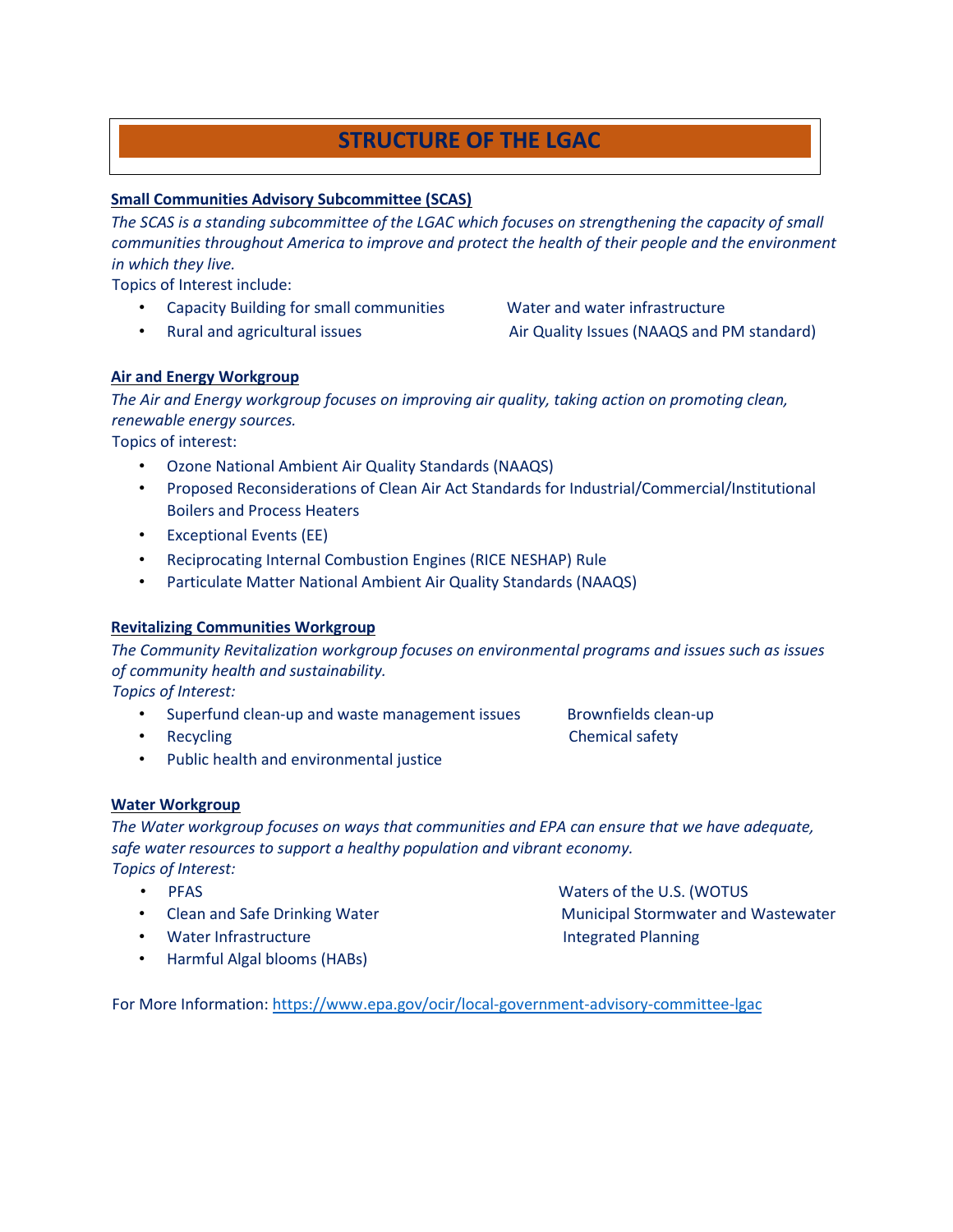# STRUCTURE OF THE LGAC

## Small Communities Advisory Subcommittee (SCAS)

*The SCAS is a standing subcommittee of the LGAC which focuses on strengthening the capacity of small communities throughout America to improve and protect the health of their people and the environment in which they live.*

Topics of Interest include:

- Capacity Building for small communities
- Rural and agricultural issues
- Water and water infrastructure
- Air Quality Issues (NAAQS and PM standard)

## Air and Energy Workgroup

*The Air and Energy workgroup focuses on improving air quality, taking action on promoting clean, renewable energy sources.*

Topics of interest:

- Ozone National Ambient Air Quality Standards (NAAQS)
- Proposed Reconsiderations of Clean Air Act Standards for Industrial/Commercial/Institutional Boilers and Process Heaters
- Exceptional Events (EE)
- Reciprocating Internal Combustion Engines (RICE NESHAP) Rule
- Particulate Matter National Ambient Air Quality Standards (NAAQS)

## Revitalizing Communities Workgroup

*The Community Revitalization workgroup focuses on environmental programs and issues such as issues of community health and sustainability.*

*Topics of Interest:*

- Superfund clean-up and waste management issues
- Recycling
- Public health and environmental justice
- Brownfields clean-up
- Chemical safety

## Water Workgroup

*The Water workgroup focuses on ways that communities and EPA can ensure that we have adequate, safe water resources to support a healthy population and vibrant economy.*

*Topics of Interest:*

- PFAS
- Clean and Safe Drinking Water
- Water Infrastructure
- Harmful Algal blooms (HABs)
- Waters of the U.S. (WOTUS
- Municipal Stormwater and Wastewater
- Integrated Planning

For More Information: https://www.epa.gov/ocir/local-government-advisory-committee-lgac